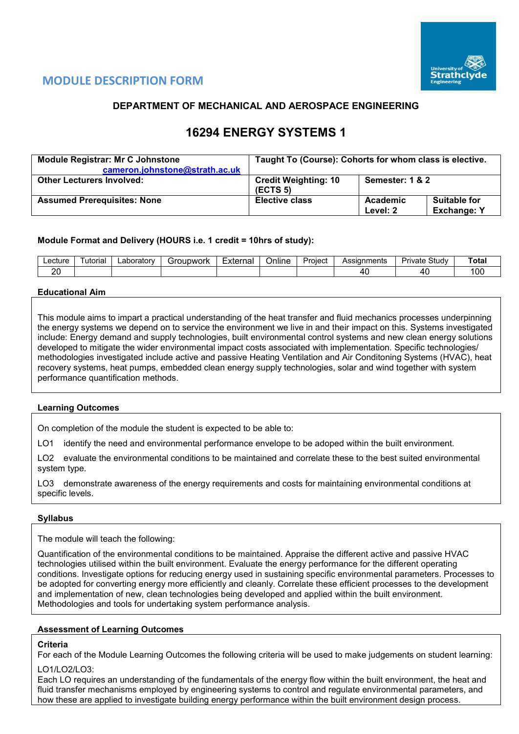## MODULE DESCRIPTION FORM

### DEPARTMENT OF MECHANICAL AND AEROSPACE ENGINEERING

# 16294 ENERGY SYSTEMS 1

| | | | |
|---|---|---|---|
| **Module Registrar: Mr C Johnstone** cameron.johnstone@strath.ac.uk | **Taught To (Course): Cohorts for whom class is elective.** | | |
| **Other Lecturers Involved:** | **Credit Weighting: 10 (ECTS 5)** | **Semester: 1 & 2** | |
| **Assumed Prerequisites: None** | **Elective class** | **Academic Level: 2** | **Suitable for Exchange: Y** |

**Module Format and Delivery (HOURS i.e. 1 credit = 10hrs of study):**

| Lecture | Tutorial | Laboratory | Groupwork | External | Online | Project | Assignments | Private Study | **Total** |
|---|---|---|---|---|---|---|---|---|---|
| 20 | | | | | | | 40 | 40 | 100 |

**Educational Aim**

This module aims to impart a practical understanding of the heat transfer and fluid mechanics processes underpinning the energy systems we depend on to service the environment we live in and their impact on this. Systems investigated include: Energy demand and supply technologies, built environmental control systems and new clean energy solutions developed to mitigate the wider environmental impact costs associated with implementation. Specific technologies/ methodologies investigated include active and passive Heating Ventilation and Air Conditoning Systems (HVAC), heat recovery systems, heat pumps, embedded clean energy supply technologies, solar and wind together with system performance quantification methods.

**Learning Outcomes**

On completion of the module the student is expected to be able to:

LO1 identify the need and environmental performance envelope to be adoped within the built environment.

LO2 evaluate the environmental conditions to be maintained and correlate these to the best suited environmental system type.

LO3 demonstrate awareness of the energy requirements and costs for maintaining environmental conditions at specific levels.

**Syllabus**

The module will teach the following:

Quantification of the environmental conditions to be maintained. Appraise the different active and passive HVAC technologies utilised within the built environment. Evaluate the energy performance for the different operating conditions. Investigate options for reducing energy used in sustaining specific environmental parameters. Processes to be adopted for converting energy more efficiently and cleanly. Correlate these efficient processes to the development and implementation of new, clean technologies being developed and applied within the built environment. Methodologies and tools for undertaking system performance analysis.

**Assessment of Learning Outcomes**

**Criteria**

For each of the Module Learning Outcomes the following criteria will be used to make judgements on student learning:

LO1/LO2/LO3:

Each LO requires an understanding of the fundamentals of the energy flow within the built environment, the heat and fluid transfer mechanisms employed by engineering systems to control and regulate environmental parameters, and how these are applied to investigate building energy performance within the built environment design process.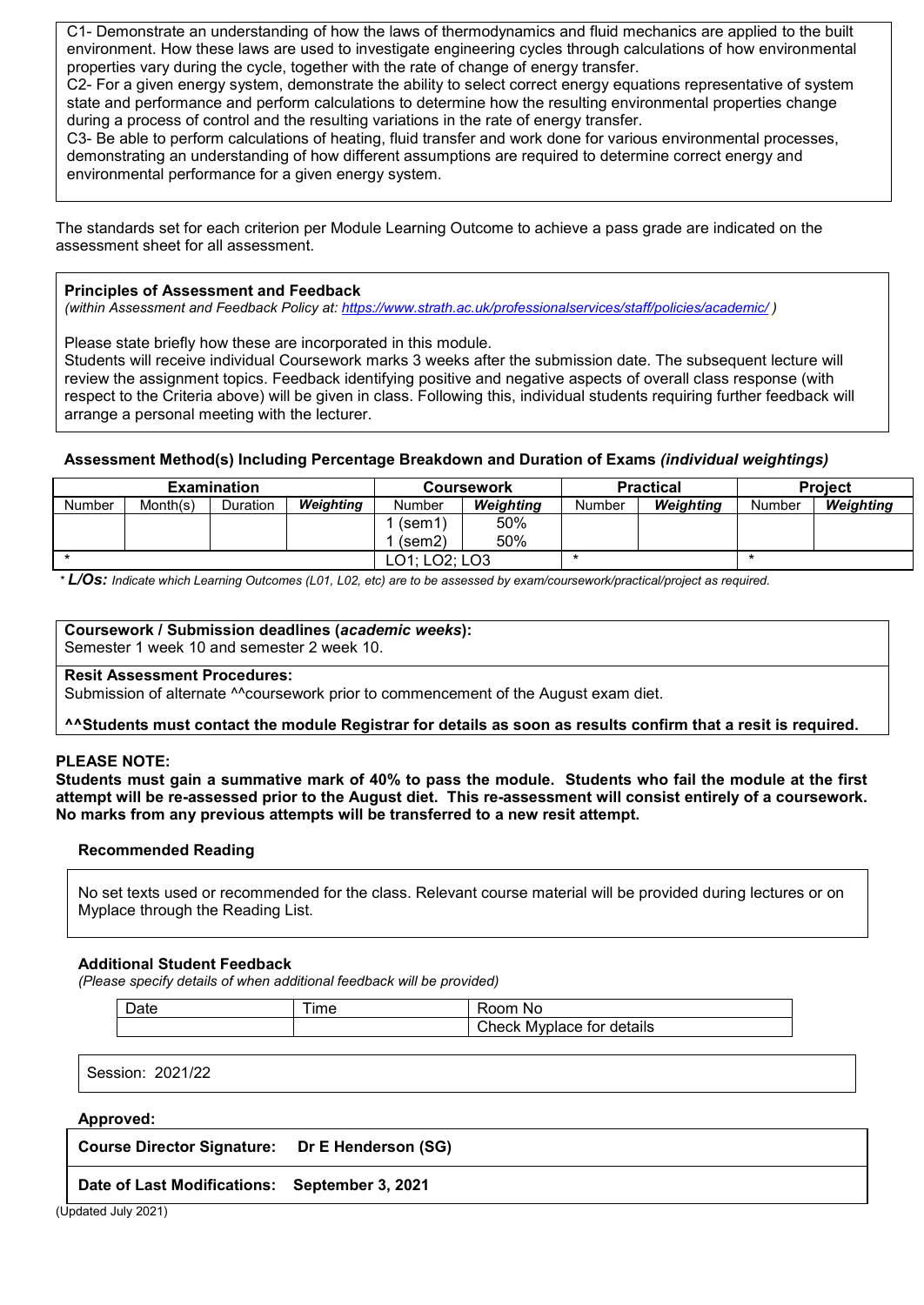C1- Demonstrate an understanding of how the laws of thermodynamics and fluid mechanics are applied to the built environment. How these laws are used to investigate engineering cycles through calculations of how environmental properties vary during the cycle, together with the rate of change of energy transfer.
C2- For a given energy system, demonstrate the ability to select correct energy equations representative of system state and performance and perform calculations to determine how the resulting environmental properties change during a process of control and the resulting variations in the rate of energy transfer.
C3- Be able to perform calculations of heating, fluid transfer and work done for various environmental processes, demonstrating an understanding of how different assumptions are required to determine correct energy and environmental performance for a given energy system.

The standards set for each criterion per Module Learning Outcome to achieve a pass grade are indicated on the assessment sheet for all assessment.

**Principles of Assessment and Feedback**
*(within Assessment and Feedback Policy at: https://www.strath.ac.uk/professionalservices/staff/policies/academic/ )*

Please state briefly how these are incorporated in this module.
Students will receive individual Coursework marks 3 weeks after the submission date. The subsequent lecture will review the assignment topics. Feedback identifying positive and negative aspects of overall class response (with respect to the Criteria above) will be given in class. Following this, individual students requiring further feedback will arrange a personal meeting with the lecturer.

**Assessment Method(s) Including Percentage Breakdown and Duration of Exams** ***(individual weightings)***

| Examination | | | | Coursework | | Practical | | Project | |
|---|---|---|---|---|---|---|---|---|---|
| Number | Month(s) | Duration | ***Weighting*** | Number | ***Weighting*** | Number | ***Weighting*** | Number | ***Weighting*** |
| | | | | 1 (sem1)<br>1 (sem2) | 50%<br>50% | | | | |
| * | | | | LO1; LO2; LO3 | | * | | * | |

\* ***L/Os:*** *Indicate which Learning Outcomes (L01, L02, etc) are to be assessed by exam/coursework/practical/project as required.*

**Coursework / Submission deadlines (*academic weeks*):**
Semester 1 week 10 and semester 2 week 10.

**Resit Assessment Procedures:**
Submission of alternate ^^coursework prior to commencement of the August exam diet.

**^^Students must contact the module Registrar for details as soon as results confirm that a resit is required.**

**PLEASE NOTE:**
**Students must gain a summative mark of 40% to pass the module. Students who fail the module at the first attempt will be re-assessed prior to the August diet. This re-assessment will consist entirely of a coursework. No marks from any previous attempts will be transferred to a new resit attempt.**

**Recommended Reading**

No set texts used or recommended for the class. Relevant course material will be provided during lectures or on Myplace through the Reading List.

**Additional Student Feedback**
*(Please specify details of when additional feedback will be provided)*

| Date | Time | Room No |
|---|---|---|
| | | Check Myplace for details |

Session: 2021/22

**Approved:**

**Course Director Signature: Dr E Henderson (SG)**

**Date of Last Modifications: September 3, 2021**

(Updated July 2021)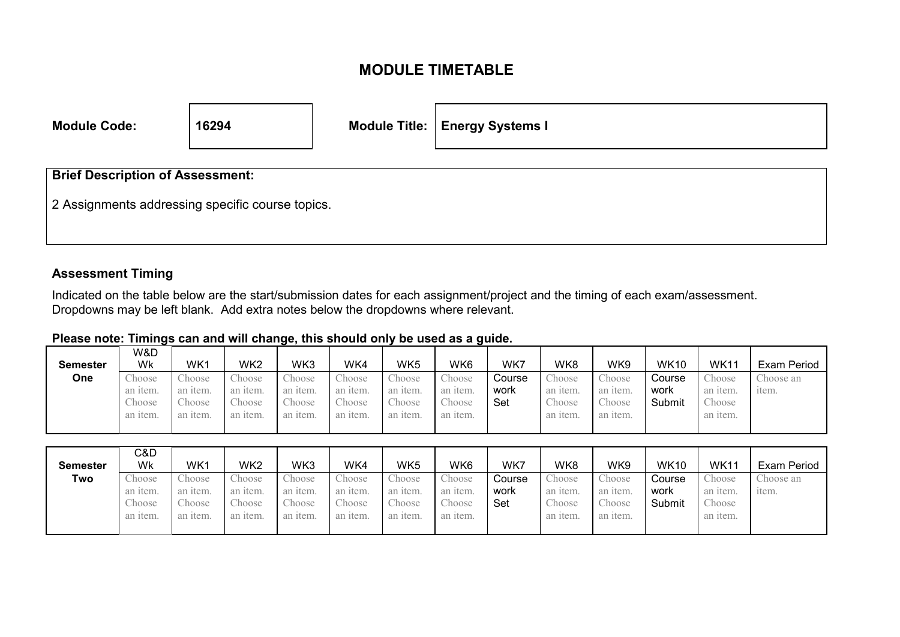# MODULE TIMETABLE

**Module Code:** **16294** **Module Title:** **Energy Systems I**

**Brief Description of Assessment:**

2 Assignments addressing specific course topics.

**Assessment Timing**

Indicated on the table below are the start/submission dates for each assignment/project and the timing of each exam/assessment. Dropdowns may be left blank. Add extra notes below the dropdowns where relevant.

**Please note: Timings can and will change, this should only be used as a guide.**

| Semester | W&D Wk | WK1 | WK2 | WK3 | WK4 | WK5 | WK6 | WK7 | WK8 | WK9 | WK10 | WK11 | Exam Period |
|---|---|---|---|---|---|---|---|---|---|---|---|---|---|
| **One** | Choose an item. Choose an item. | Choose an item. Choose an item. | Choose an item. Choose an item. | Choose an item. Choose an item. | Choose an item. Choose an item. | Choose an item. Choose an item. | Choose an item. Choose an item. | Course work Set | Choose an item. Choose an item. | Choose an item. Choose an item. | Course work Submit | Choose an item. Choose an item. | Choose an item. |

| Semester | C&D Wk | WK1 | WK2 | WK3 | WK4 | WK5 | WK6 | WK7 | WK8 | WK9 | WK10 | WK11 | Exam Period |
|---|---|---|---|---|---|---|---|---|---|---|---|---|---|
| **Two** | Choose an item. Choose an item. | Choose an item. Choose an item. | Choose an item. Choose an item. | Choose an item. Choose an item. | Choose an item. Choose an item. | Choose an item. Choose an item. | Choose an item. Choose an item. | Course work Set | Choose an item. Choose an item. | Choose an item. Choose an item. | Course work Submit | Choose an item. Choose an item. | Choose an item. |